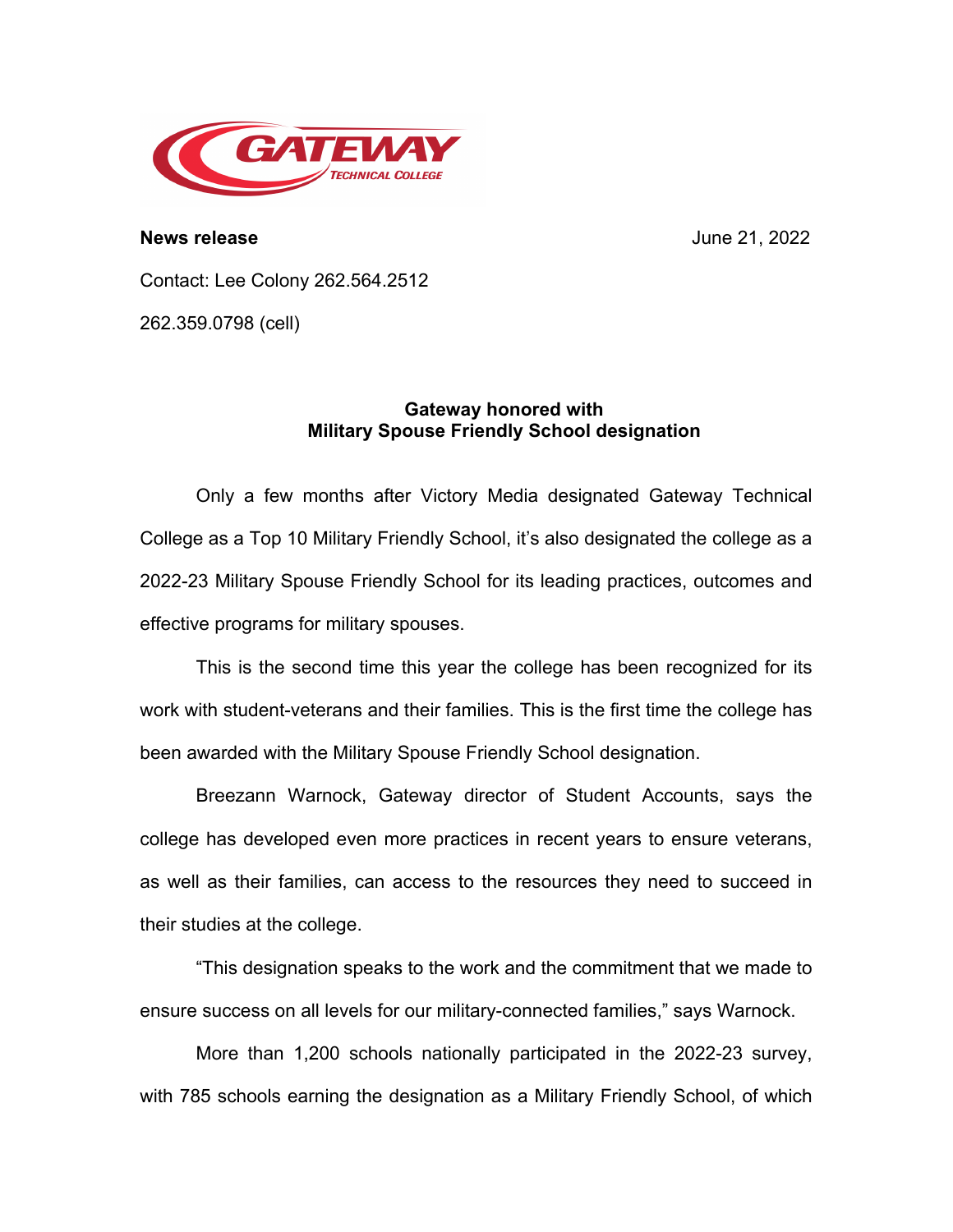**News release** June 21, 2022

Contact: Lee Colony 262.564.2512

262.359.0798 (cell)

## Gateway honored with Military Spouse Friendly School designation

Only a few months after Victory Media designated Gateway Technical College as a Top 10 Military Friendly School, it's also designated the college as a 2022-23 Military Spouse Friendly School for its leading practices, outcomes and effective programs for military spouses.

This is the second time this year the college has been recognized for its work with student-veterans and their families. This is the first time the college has been awarded with the Military Spouse Friendly School designation.

Breezann Warnock, Gateway director of Student Accounts, says the college has developed even more practices in recent years to ensure veterans, as well as their families, can access to the resources they need to succeed in their studies at the college.

"This designation speaks to the work and the commitment that we made to ensure success on all levels for our military-connected families," says Warnock.

More than 1,200 schools nationally participated in the 2022-23 survey, with 785 schools earning the designation as a Military Friendly School, of which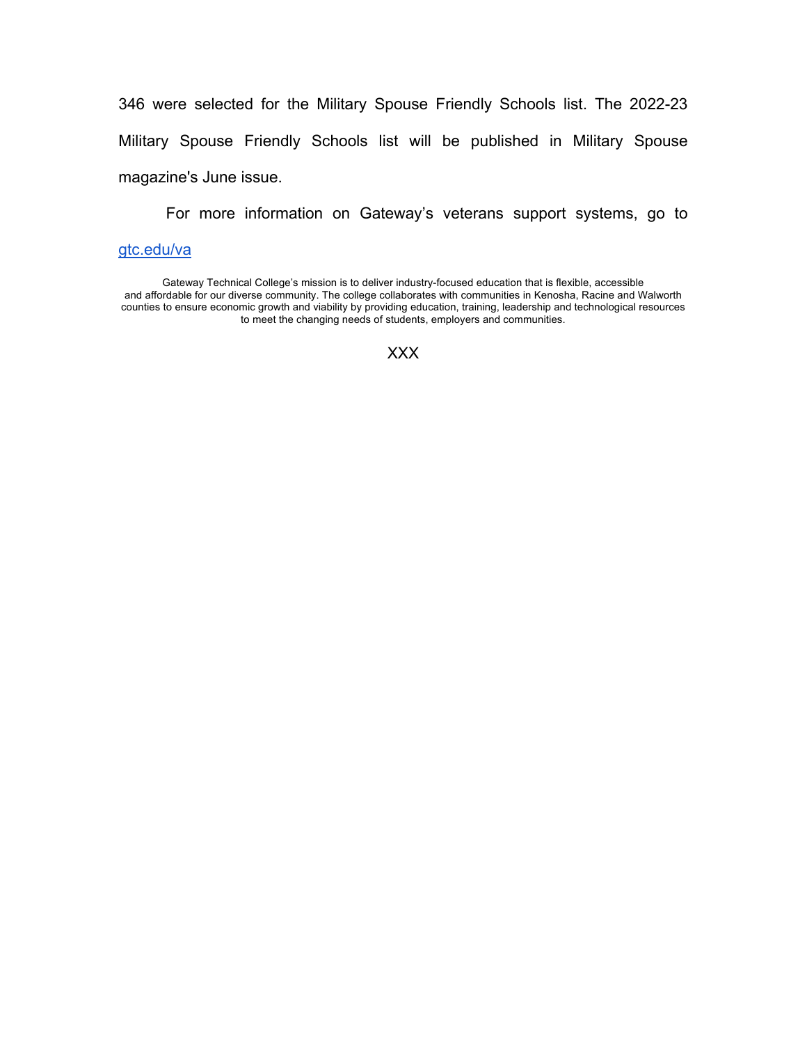346 were selected for the Military Spouse Friendly Schools list. The 2022-23 Military Spouse Friendly Schools list will be published in Military Spouse magazine's June issue.

For more information on Gateway's veterans support systems, go to [gtc.edu/va](gtc.edu/va)

Gateway Technical College's mission is to deliver industry-focused education that is flexible, accessible and affordable for our diverse community. The college collaborates with communities in Kenosha, Racine and Walworth counties to ensure economic growth and viability by providing education, training, leadership and technological resources to meet the changing needs of students, employers and communities.

XXX